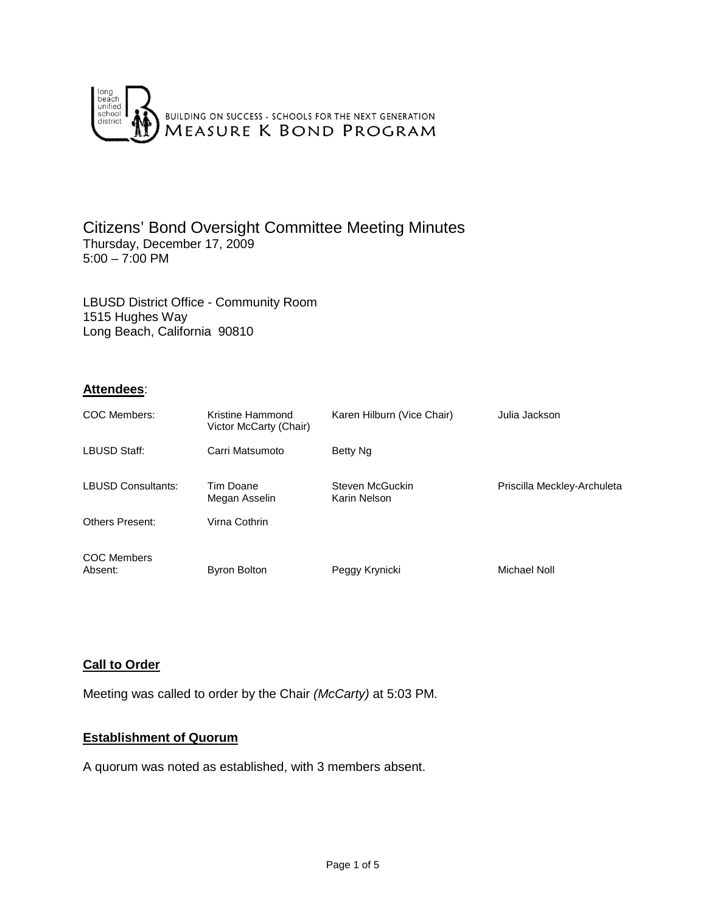long beach unified school district

BUILDING ON SUCCESS - SCHOOLS FOR THE NEXT GENERATION
MEASURE K BOND PROGRAM

# Citizens' Bond Oversight Committee Meeting Minutes

Thursday, December 17, 2009
5:00 – 7:00 PM

LBUSD District Office - Community Room
1515 Hughes Way
Long Beach, California 90810

## Attendees:

| | | | |
|---|---|---|---|
| COC Members: | Kristine Hammond<br>Victor McCarty (Chair) | Karen Hilburn (Vice Chair) | Julia Jackson |
| LBUSD Staff: | Carri Matsumoto | Betty Ng | |
| LBUSD Consultants: | Tim Doane<br>Megan Asselin | Steven McGuckin<br>Karin Nelson | Priscilla Meckley-Archuleta |
| Others Present: | Virna Cothrin | | |
| COC Members Absent: | Byron Bolton | Peggy Krynicki | Michael Noll |

## Call to Order

Meeting was called to order by the Chair *(McCarty)* at 5:03 PM.

## Establishment of Quorum

A quorum was noted as established, with 3 members absent.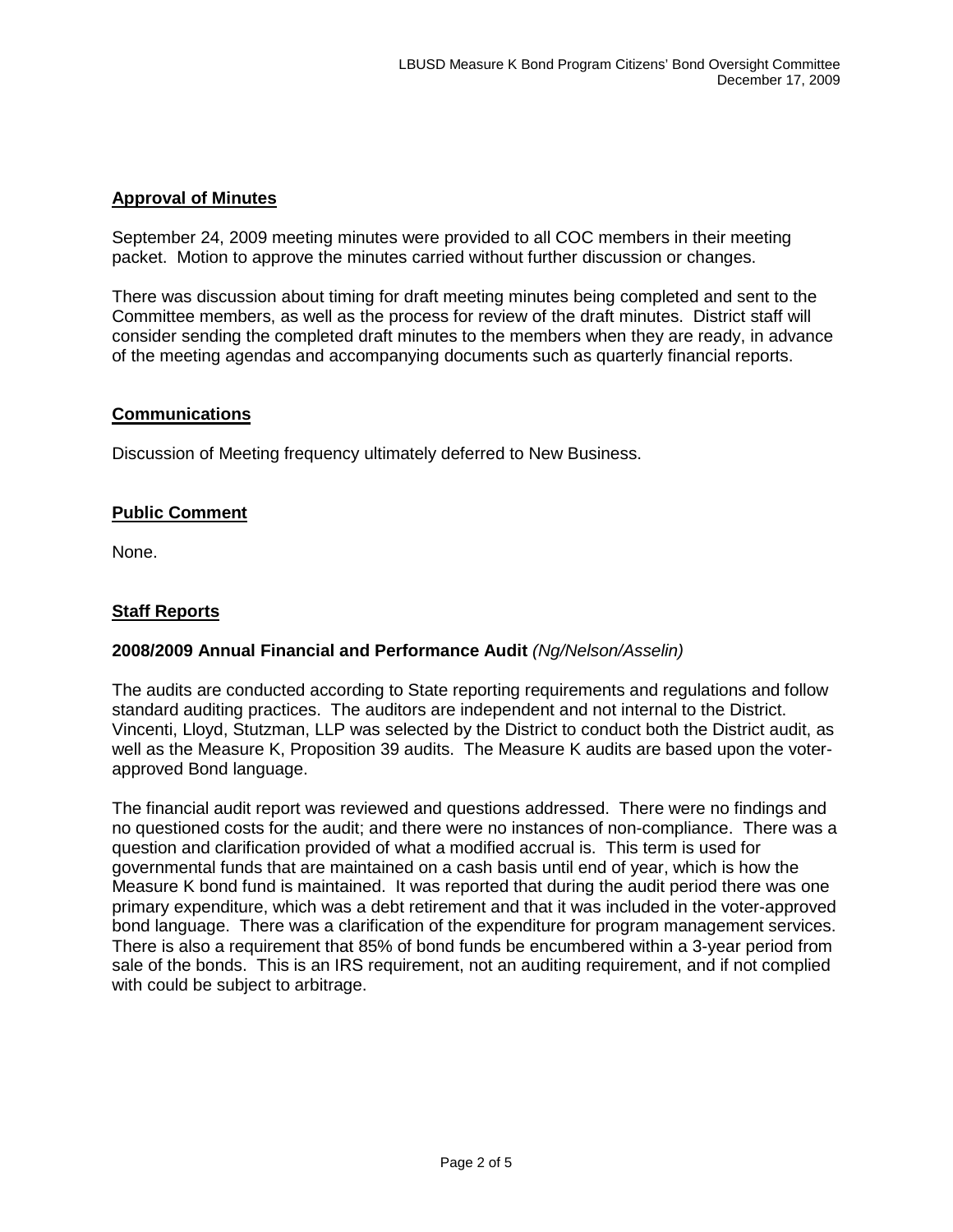## Approval of Minutes

September 24, 2009 meeting minutes were provided to all COC members in their meeting packet. Motion to approve the minutes carried without further discussion or changes.

There was discussion about timing for draft meeting minutes being completed and sent to the Committee members, as well as the process for review of the draft minutes. District staff will consider sending the completed draft minutes to the members when they are ready, in advance of the meeting agendas and accompanying documents such as quarterly financial reports.

## Communications

Discussion of Meeting frequency ultimately deferred to New Business.

## Public Comment

None.

## Staff Reports

### 2008/2009 Annual Financial and Performance Audit *(Ng/Nelson/Asselin)*

The audits are conducted according to State reporting requirements and regulations and follow standard auditing practices. The auditors are independent and not internal to the District. Vincenti, Lloyd, Stutzman, LLP was selected by the District to conduct both the District audit, as well as the Measure K, Proposition 39 audits. The Measure K audits are based upon the voter-approved Bond language.

The financial audit report was reviewed and questions addressed. There were no findings and no questioned costs for the audit; and there were no instances of non-compliance. There was a question and clarification provided of what a modified accrual is. This term is used for governmental funds that are maintained on a cash basis until end of year, which is how the Measure K bond fund is maintained. It was reported that during the audit period there was one primary expenditure, which was a debt retirement and that it was included in the voter-approved bond language. There was a clarification of the expenditure for program management services. There is also a requirement that 85% of bond funds be encumbered within a 3-year period from sale of the bonds. This is an IRS requirement, not an auditing requirement, and if not complied with could be subject to arbitrage.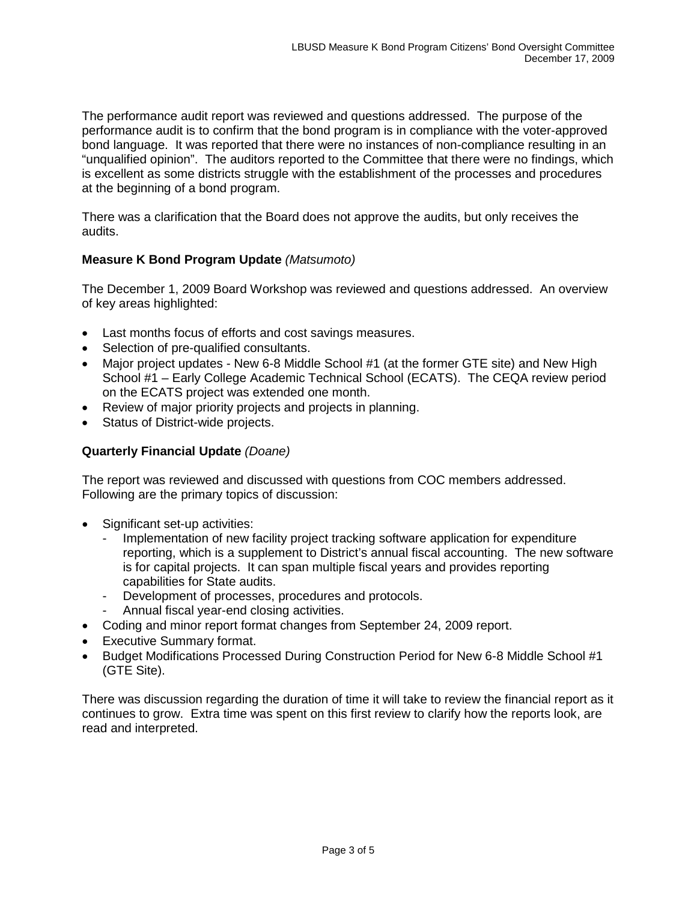The performance audit report was reviewed and questions addressed. The purpose of the performance audit is to confirm that the bond program is in compliance with the voter-approved bond language. It was reported that there were no instances of non-compliance resulting in an "unqualified opinion". The auditors reported to the Committee that there were no findings, which is excellent as some districts struggle with the establishment of the processes and procedures at the beginning of a bond program.

There was a clarification that the Board does not approve the audits, but only receives the audits.

**Measure K Bond Program Update** *(Matsumoto)*

The December 1, 2009 Board Workshop was reviewed and questions addressed. An overview of key areas highlighted:

- Last months focus of efforts and cost savings measures.
- Selection of pre-qualified consultants.
- Major project updates - New 6-8 Middle School #1 (at the former GTE site) and New High School #1 – Early College Academic Technical School (ECATS). The CEQA review period on the ECATS project was extended one month.
- Review of major priority projects and projects in planning.
- Status of District-wide projects.

**Quarterly Financial Update** *(Doane)*

The report was reviewed and discussed with questions from COC members addressed. Following are the primary topics of discussion:

- Significant set-up activities:
  - Implementation of new facility project tracking software application for expenditure reporting, which is a supplement to District's annual fiscal accounting. The new software is for capital projects. It can span multiple fiscal years and provides reporting capabilities for State audits.
  - Development of processes, procedures and protocols.
  - Annual fiscal year-end closing activities.
- Coding and minor report format changes from September 24, 2009 report.
- Executive Summary format.
- Budget Modifications Processed During Construction Period for New 6-8 Middle School #1 (GTE Site).

There was discussion regarding the duration of time it will take to review the financial report as it continues to grow. Extra time was spent on this first review to clarify how the reports look, are read and interpreted.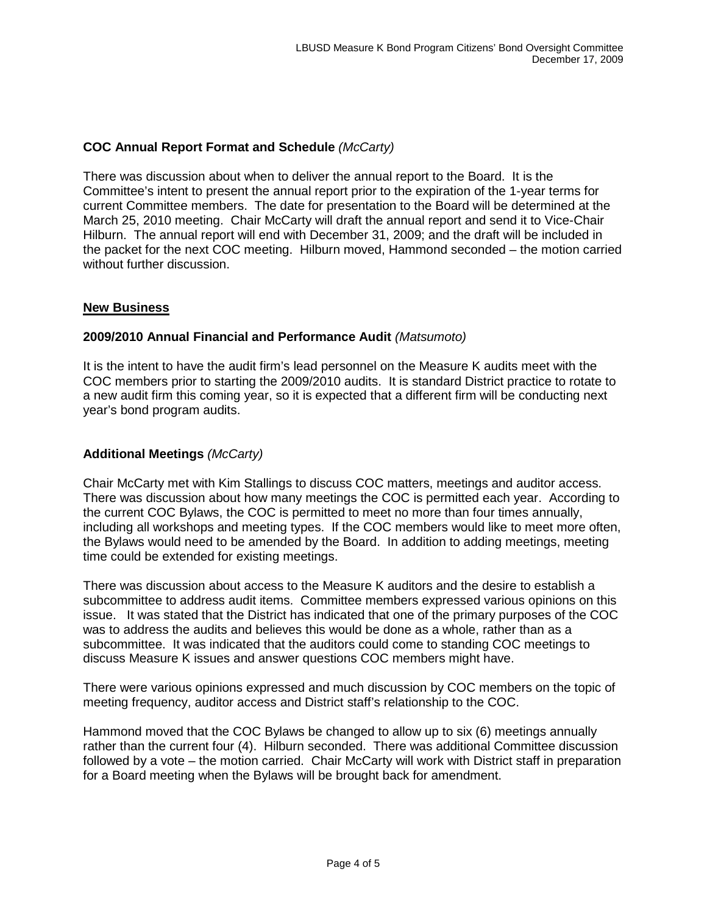**COC Annual Report Format and Schedule** *(McCarty)*

There was discussion about when to deliver the annual report to the Board. It is the Committee's intent to present the annual report prior to the expiration of the 1-year terms for current Committee members. The date for presentation to the Board will be determined at the March 25, 2010 meeting. Chair McCarty will draft the annual report and send it to Vice-Chair Hilburn. The annual report will end with December 31, 2009; and the draft will be included in the packet for the next COC meeting. Hilburn moved, Hammond seconded – the motion carried without further discussion.

## New Business

**2009/2010 Annual Financial and Performance Audit** *(Matsumoto)*

It is the intent to have the audit firm's lead personnel on the Measure K audits meet with the COC members prior to starting the 2009/2010 audits. It is standard District practice to rotate to a new audit firm this coming year, so it is expected that a different firm will be conducting next year's bond program audits.

**Additional Meetings** *(McCarty)*

Chair McCarty met with Kim Stallings to discuss COC matters, meetings and auditor access. There was discussion about how many meetings the COC is permitted each year. According to the current COC Bylaws, the COC is permitted to meet no more than four times annually, including all workshops and meeting types. If the COC members would like to meet more often, the Bylaws would need to be amended by the Board. In addition to adding meetings, meeting time could be extended for existing meetings.

There was discussion about access to the Measure K auditors and the desire to establish a subcommittee to address audit items. Committee members expressed various opinions on this issue. It was stated that the District has indicated that one of the primary purposes of the COC was to address the audits and believes this would be done as a whole, rather than as a subcommittee. It was indicated that the auditors could come to standing COC meetings to discuss Measure K issues and answer questions COC members might have.

There were various opinions expressed and much discussion by COC members on the topic of meeting frequency, auditor access and District staff's relationship to the COC.

Hammond moved that the COC Bylaws be changed to allow up to six (6) meetings annually rather than the current four (4). Hilburn seconded. There was additional Committee discussion followed by a vote – the motion carried. Chair McCarty will work with District staff in preparation for a Board meeting when the Bylaws will be brought back for amendment.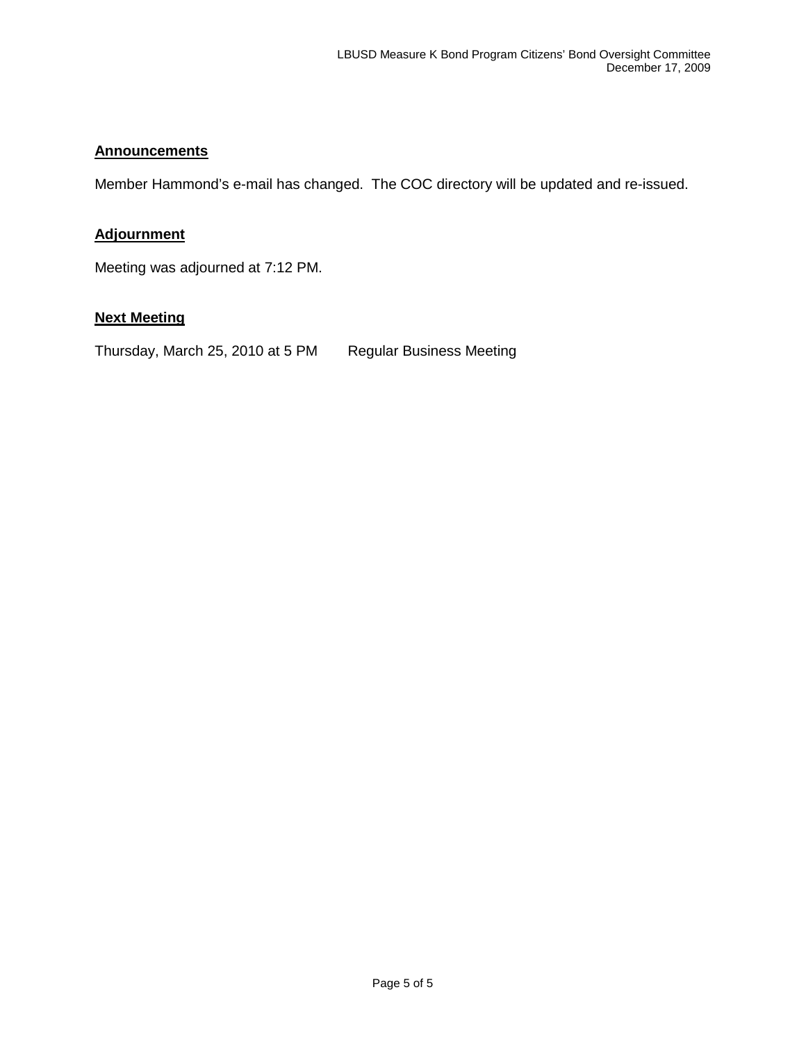**Announcements**

Member Hammond's e-mail has changed. The COC directory will be updated and re-issued.

**Adjournment**

Meeting was adjourned at 7:12 PM.

**Next Meeting**

Thursday, March 25, 2010 at 5 PM    Regular Business Meeting